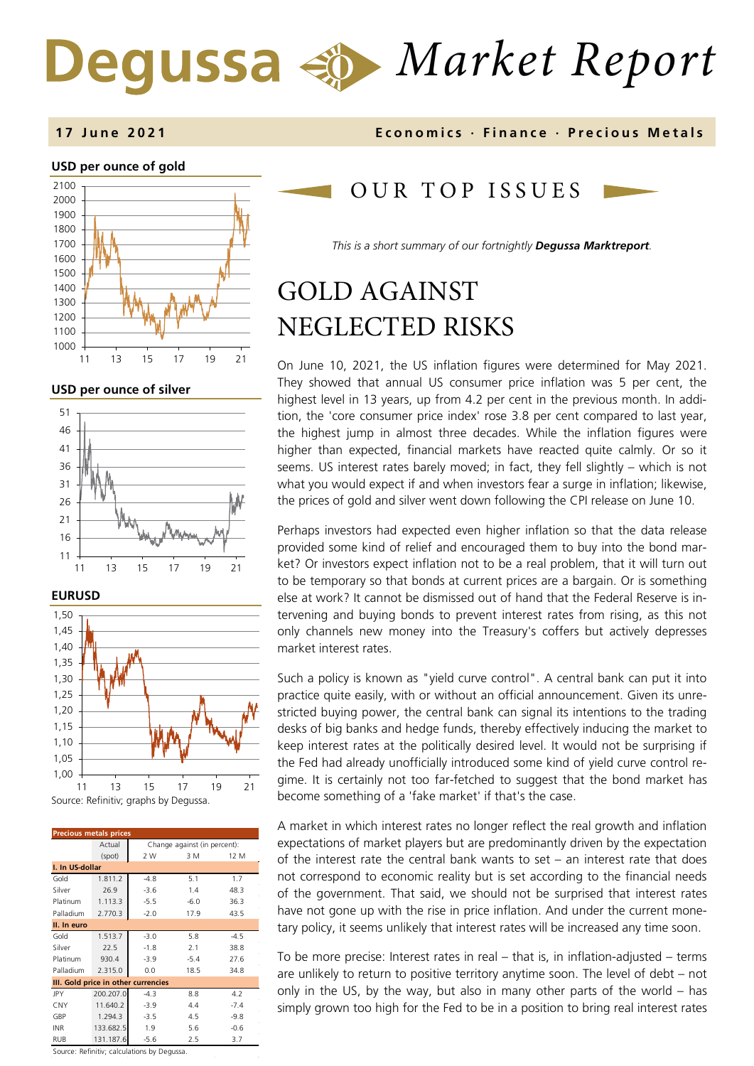# Degussa Market Report

**17 June 2021** — **Economics · Finance · Precious Metals**

**USD per ounce of gold**

**USD per ounce of silver**

**EURUSD**

Source: Refinitiv; graphs by Degussa.

| Precious metals prices | Actual (spot) | Change against (in percent): 2 W | 3 M | 12 M |
|---|---|---|---|---|
| **I. In US-dollar** | | | | |
| Gold | 1.811.2 | -4.8 | 5.1 | 1.7 |
| Silver | 26.9 | -3.6 | 1.4 | 48.3 |
| Platinum | 1.113.3 | -5.5 | -6.0 | 36.3 |
| Palladium | 2.770.3 | -2.0 | 17.9 | 43.5 |
| **II. In euro** | | | | |
| Gold | 1.513.7 | -3.0 | 5.8 | -4.5 |
| Silver | 22.5 | -1.8 | 2.1 | 38.8 |
| Platinum | 930.4 | -3.9 | -5.4 | 27.6 |
| Palladium | 2.315.0 | 0.0 | 18.5 | 34.8 |
| **III. Gold price in other currencies** | | | | |
| JPY | 200.207.0 | -4.3 | 8.8 | 4.2 |
| CNY | 11.640.2 | -3.9 | 4.4 | -7.4 |
| GBP | 1.294.3 | -3.5 | 4.5 | -9.8 |
| INR | 133.682.5 | 1.9 | 5.6 | -0.6 |
| RUB | 131.187.6 | -5.6 | 2.5 | 3.7 |

Source: Refinitiv; calculations by Degussa.

## OUR TOP ISSUES

*This is a short summary of our fortnightly **Degussa Marktreport**.*

# GOLD AGAINST NEGLECTED RISKS

On June 10, 2021, the US inflation figures were determined for May 2021. They showed that annual US consumer price inflation was 5 per cent, the highest level in 13 years, up from 4.2 per cent in the previous month. In addition, the 'core consumer price index' rose 3.8 per cent compared to last year, the highest jump in almost three decades. While the inflation figures were higher than expected, financial markets have reacted quite calmly. Or so it seems. US interest rates barely moved; in fact, they fell slightly – which is not what you would expect if and when investors fear a surge in inflation; likewise, the prices of gold and silver went down following the CPI release on June 10.

Perhaps investors had expected even higher inflation so that the data release provided some kind of relief and encouraged them to buy into the bond market? Or investors expect inflation not to be a real problem, that it will turn out to be temporary so that bonds at current prices are a bargain. Or is something else at work? It cannot be dismissed out of hand that the Federal Reserve is intervening and buying bonds to prevent interest rates from rising, as this not only channels new money into the Treasury's coffers but actively depresses market interest rates.

Such a policy is known as "yield curve control". A central bank can put it into practice quite easily, with or without an official announcement. Given its unrestricted buying power, the central bank can signal its intentions to the trading desks of big banks and hedge funds, thereby effectively inducing the market to keep interest rates at the politically desired level. It would not be surprising if the Fed had already unofficially introduced some kind of yield curve control regime. It is certainly not too far-fetched to suggest that the bond market has become something of a 'fake market' if that's the case.

A market in which interest rates no longer reflect the real growth and inflation expectations of market players but are predominantly driven by the expectation of the interest rate the central bank wants to set – an interest rate that does not correspond to economic reality but is set according to the financial needs of the government. That said, we should not be surprised that interest rates have not gone up with the rise in price inflation. And under the current monetary policy, it seems unlikely that interest rates will be increased any time soon.

To be more precise: Interest rates in real – that is, in inflation-adjusted – terms are unlikely to return to positive territory anytime soon. The level of debt – not only in the US, by the way, but also in many other parts of the world – has simply grown too high for the Fed to be in a position to bring real interest rates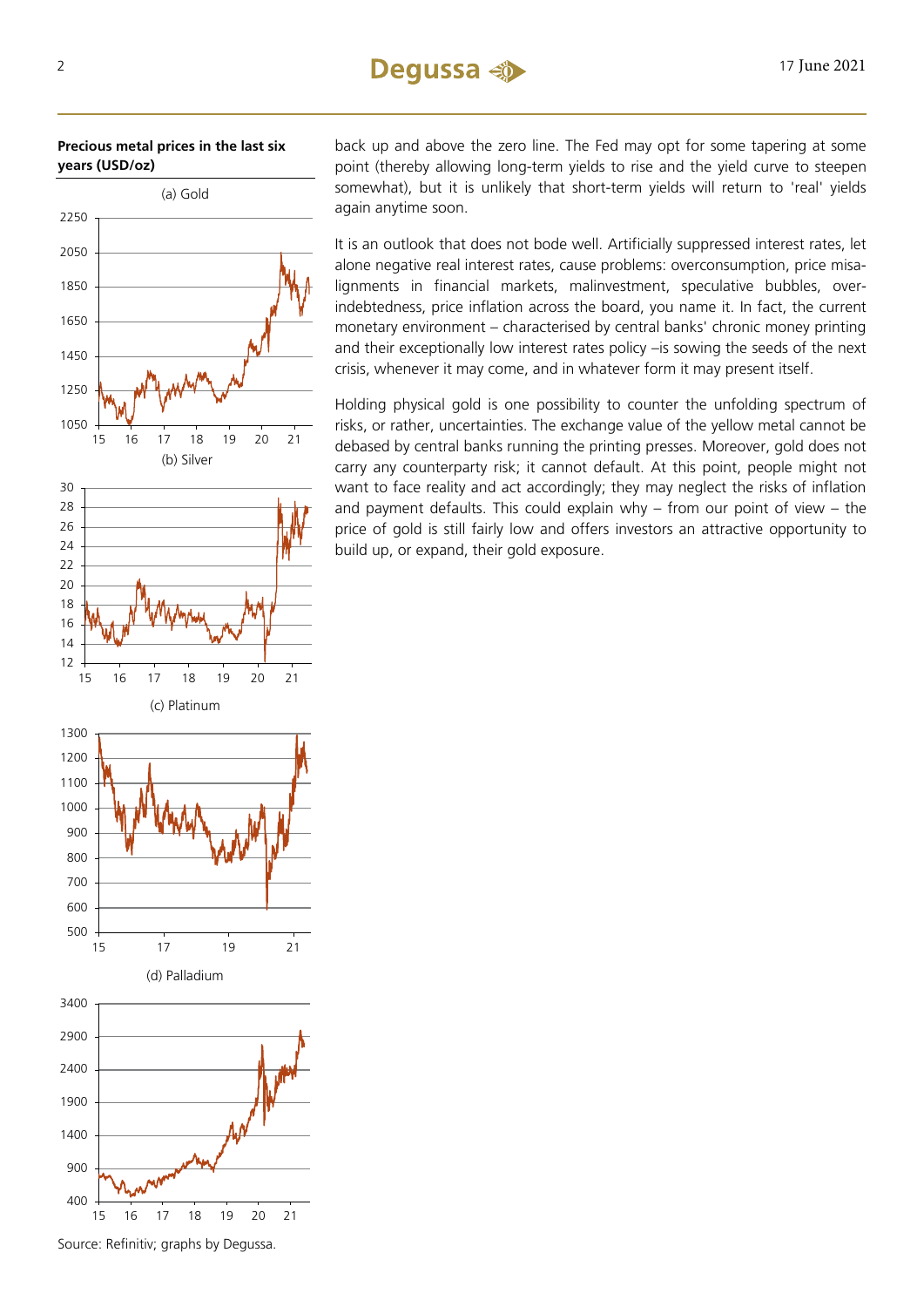**Precious metal prices in the last six years (USD/oz)**

(a) Gold

(b) Silver

(c) Platinum

(d) Palladium

Source: Refinitiv; graphs by Degussa.

back up and above the zero line. The Fed may opt for some tapering at some point (thereby allowing long-term yields to rise and the yield curve to steepen somewhat), but it is unlikely that short-term yields will return to 'real' yields again anytime soon.

It is an outlook that does not bode well. Artificially suppressed interest rates, let alone negative real interest rates, cause problems: overconsumption, price misalignments in financial markets, malinvestment, speculative bubbles, over-indebtedness, price inflation across the board, you name it. In fact, the current monetary environment – characterised by central banks' chronic money printing and their exceptionally low interest rates policy –is sowing the seeds of the next crisis, whenever it may come, and in whatever form it may present itself.

Holding physical gold is one possibility to counter the unfolding spectrum of risks, or rather, uncertainties. The exchange value of the yellow metal cannot be debased by central banks running the printing presses. Moreover, gold does not carry any counterparty risk; it cannot default. At this point, people might not want to face reality and act accordingly; they may neglect the risks of inflation and payment defaults. This could explain why – from our point of view – the price of gold is still fairly low and offers investors an attractive opportunity to build up, or expand, their gold exposure.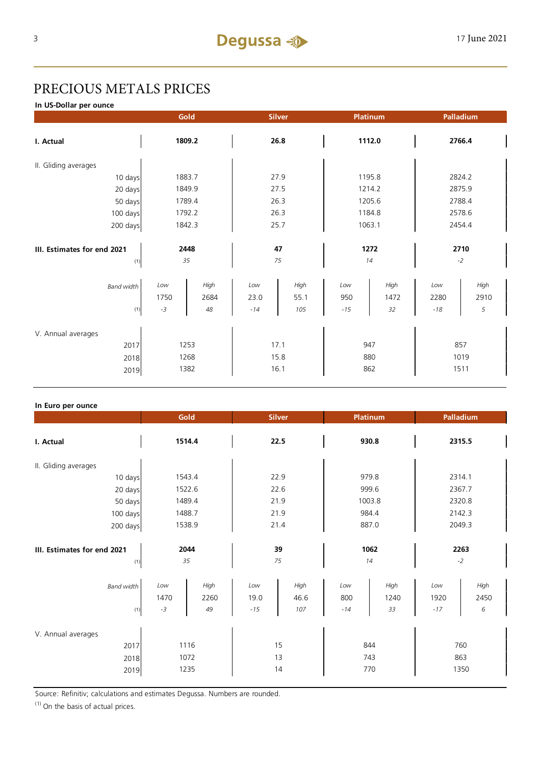# PRECIOUS METALS PRICES

**In US-Dollar per ounce**

| | Gold | | Silver | | Platinum | | Palladium | |
|---|---|---|---|---|---|---|---|---|
| **I. Actual** | **1809.2** | | **26.8** | | **1112.0** | | **2766.4** | |
| II. Gliding averages | | | | | | | | |
| 10 days | 1883.7 | | 27.9 | | 1195.8 | | 2824.2 | |
| 20 days | 1849.9 | | 27.5 | | 1214.2 | | 2875.9 | |
| 50 days | 1789.4 | | 26.3 | | 1205.6 | | 2788.4 | |
| 100 days | 1792.2 | | 26.3 | | 1184.8 | | 2578.6 | |
| 200 days | 1842.3 | | 25.7 | | 1063.1 | | 2454.4 | |
| **III. Estimates for end 2021** | **2448** | | **47** | | **1272** | | **2710** | |
| (1) | *35* | | *75* | | *14* | | *-2* | |
| *Band width* | *Low* | *High* | *Low* | *High* | *Low* | *High* | *Low* | *High* |
| | 1750 | 2684 | 23.0 | 55.1 | 950 | 1472 | 2280 | 2910 |
| (1) | *-3* | *48* | *-14* | *105* | *-15* | *32* | *-18* | *5* |
| V. Annual averages | | | | | | | | |
| 2017 | 1253 | | 17.1 | | 947 | | 857 | |
| 2018 | 1268 | | 15.8 | | 880 | | 1019 | |
| 2019 | 1382 | | 16.1 | | 862 | | 1511 | |

**In Euro per ounce**

| | Gold | | Silver | | Platinum | | Palladium | |
|---|---|---|---|---|---|---|---|---|
| **I. Actual** | **1514.4** | | **22.5** | | **930.8** | | **2315.5** | |
| II. Gliding averages | | | | | | | | |
| 10 days | 1543.4 | | 22.9 | | 979.8 | | 2314.1 | |
| 20 days | 1522.6 | | 22.6 | | 999.6 | | 2367.7 | |
| 50 days | 1489.4 | | 21.9 | | 1003.8 | | 2320.8 | |
| 100 days | 1488.7 | | 21.9 | | 984.4 | | 2142.3 | |
| 200 days | 1538.9 | | 21.4 | | 887.0 | | 2049.3 | |
| **III. Estimates for end 2021** | **2044** | | **39** | | **1062** | | **2263** | |
| (1) | *35* | | *75* | | *14* | | *-2* | |
| *Band width* | *Low* | *High* | *Low* | *High* | *Low* | *High* | *Low* | *High* |
| | 1470 | 2260 | 19.0 | 46.6 | 800 | 1240 | 1920 | 2450 |
| (1) | *-3* | *49* | *-15* | *107* | *-14* | *33* | *-17* | *6* |
| V. Annual averages | | | | | | | | |
| 2017 | 1116 | | 15 | | 844 | | 760 | |
| 2018 | 1072 | | 13 | | 743 | | 863 | |
| 2019 | 1235 | | 14 | | 770 | | 1350 | |

Source: Refinitiv; calculations and estimates Degussa. Numbers are rounded.

(1) On the basis of actual prices.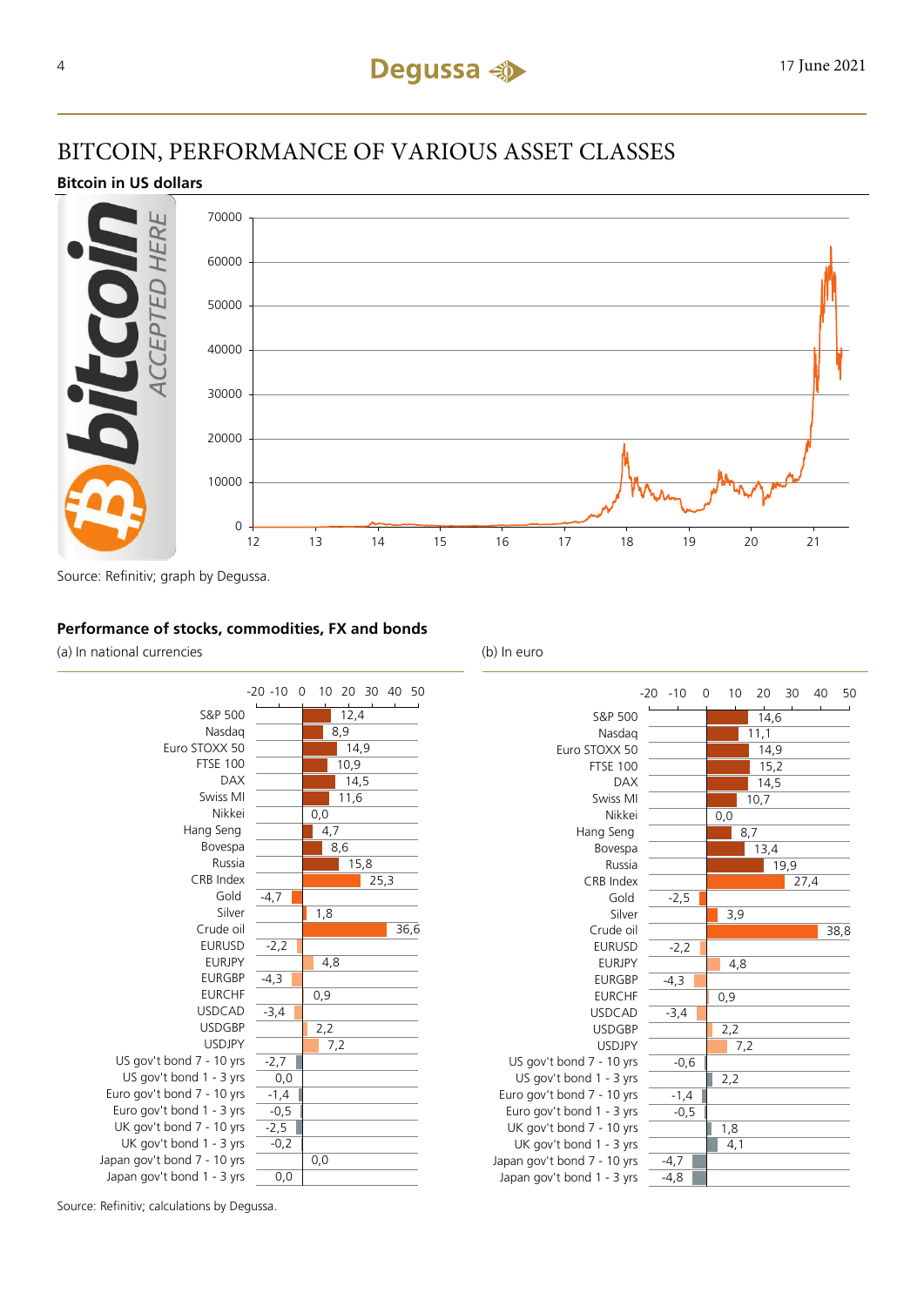# BITCOIN, PERFORMANCE OF VARIOUS ASSET CLASSES

**Bitcoin in US dollars**

Source: Refinitiv; graph by Degussa.

**Performance of stocks, commodities, FX and bonds**

| | (a) In national currencies | (b) In euro |
|---|---|---|
| S&P 500 | 12,4 | 14,6 |
| Nasdaq | 8,9 | 11,1 |
| Euro STOXX 50 | 14,9 | 14,9 |
| FTSE 100 | 10,9 | 15,2 |
| DAX | 14,5 | 14,5 |
| Swiss MI | 11,6 | 10,7 |
| Nikkei | 0,0 | 0,0 |
| Hang Seng | 4,7 | 8,7 |
| Bovespa | 8,6 | 13,4 |
| Russia | 15,8 | 19,9 |
| CRB Index | 25,3 | 27,4 |
| Gold | -4,7 | -2,5 |
| Silver | 1,8 | 3,9 |
| Crude oil | 36,6 | 38,8 |
| EURUSD | -2,2 | -2,2 |
| EURJPY | 4,8 | 4,8 |
| EURGBP | -4,3 | -4,3 |
| EURCHF | 0,9 | 0,9 |
| USDCAD | -3,4 | -3,4 |
| USDGBP | 2,2 | 2,2 |
| USDJPY | 7,2 | 7,2 |
| US gov't bond 7 - 10 yrs | -2,7 | -0,6 |
| US gov't bond 1 - 3 yrs | 0,0 | 2,2 |
| Euro gov't bond 7 - 10 yrs | -1,4 | -1,4 |
| Euro gov't bond 1 - 3 yrs | -0,5 | -0,5 |
| UK gov't bond 7 - 10 yrs | -2,5 | 1,8 |
| UK gov't bond 1 - 3 yrs | -0,2 | 4,1 |
| Japan gov't bond 7 - 10 yrs | 0,0 | -4,7 |
| Japan gov't bond 1 - 3 yrs | 0,0 | -4,8 |

Source: Refinitiv; calculations by Degussa.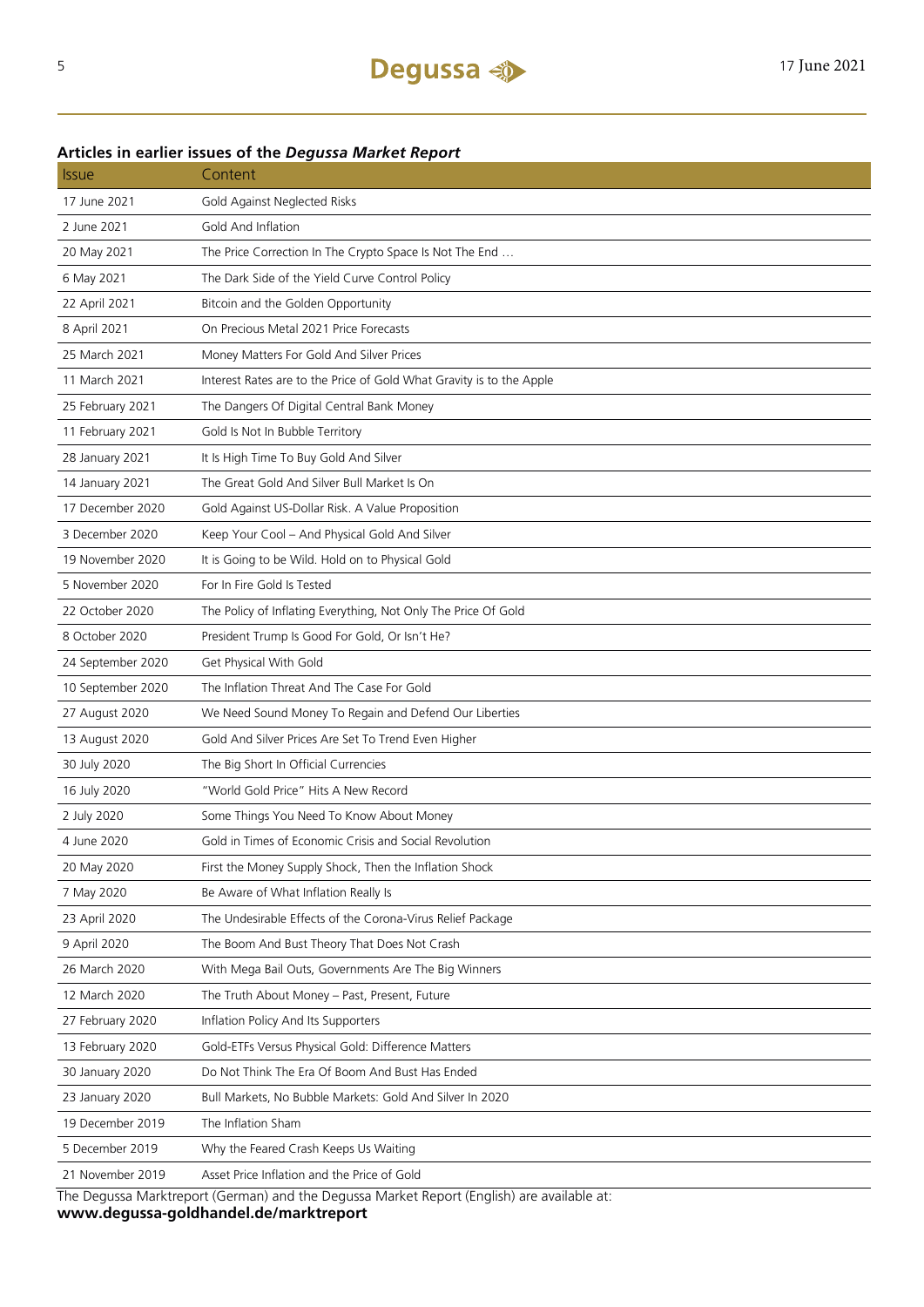## Articles in earlier issues of the *Degussa Market Report*

| Issue | Content |
|---|---|
| 17 June 2021 | Gold Against Neglected Risks |
| 2 June 2021 | Gold And Inflation |
| 20 May 2021 | The Price Correction In The Crypto Space Is Not The End … |
| 6 May 2021 | The Dark Side of the Yield Curve Control Policy |
| 22 April 2021 | Bitcoin and the Golden Opportunity |
| 8 April 2021 | On Precious Metal 2021 Price Forecasts |
| 25 March 2021 | Money Matters For Gold And Silver Prices |
| 11 March 2021 | Interest Rates are to the Price of Gold What Gravity is to the Apple |
| 25 February 2021 | The Dangers Of Digital Central Bank Money |
| 11 February 2021 | Gold Is Not In Bubble Territory |
| 28 January 2021 | It Is High Time To Buy Gold And Silver |
| 14 January 2021 | The Great Gold And Silver Bull Market Is On |
| 17 December 2020 | Gold Against US-Dollar Risk. A Value Proposition |
| 3 December 2020 | Keep Your Cool – And Physical Gold And Silver |
| 19 November 2020 | It is Going to be Wild. Hold on to Physical Gold |
| 5 November 2020 | For In Fire Gold Is Tested |
| 22 October 2020 | The Policy of Inflating Everything, Not Only The Price Of Gold |
| 8 October 2020 | President Trump Is Good For Gold, Or Isn't He? |
| 24 September 2020 | Get Physical With Gold |
| 10 September 2020 | The Inflation Threat And The Case For Gold |
| 27 August 2020 | We Need Sound Money To Regain and Defend Our Liberties |
| 13 August 2020 | Gold And Silver Prices Are Set To Trend Even Higher |
| 30 July 2020 | The Big Short In Official Currencies |
| 16 July 2020 | "World Gold Price" Hits A New Record |
| 2 July 2020 | Some Things You Need To Know About Money |
| 4 June 2020 | Gold in Times of Economic Crisis and Social Revolution |
| 20 May 2020 | First the Money Supply Shock, Then the Inflation Shock |
| 7 May 2020 | Be Aware of What Inflation Really Is |
| 23 April 2020 | The Undesirable Effects of the Corona-Virus Relief Package |
| 9 April 2020 | The Boom And Bust Theory That Does Not Crash |
| 26 March 2020 | With Mega Bail Outs, Governments Are The Big Winners |
| 12 March 2020 | The Truth About Money – Past, Present, Future |
| 27 February 2020 | Inflation Policy And Its Supporters |
| 13 February 2020 | Gold-ETFs Versus Physical Gold: Difference Matters |
| 30 January 2020 | Do Not Think The Era Of Boom And Bust Has Ended |
| 23 January 2020 | Bull Markets, No Bubble Markets: Gold And Silver In 2020 |
| 19 December 2019 | The Inflation Sham |
| 5 December 2019 | Why the Feared Crash Keeps Us Waiting |
| 21 November 2019 | Asset Price Inflation and the Price of Gold |

The Degussa Marktreport (German) and the Degussa Market Report (English) are available at:
**www.degussa-goldhandel.de/marktreport**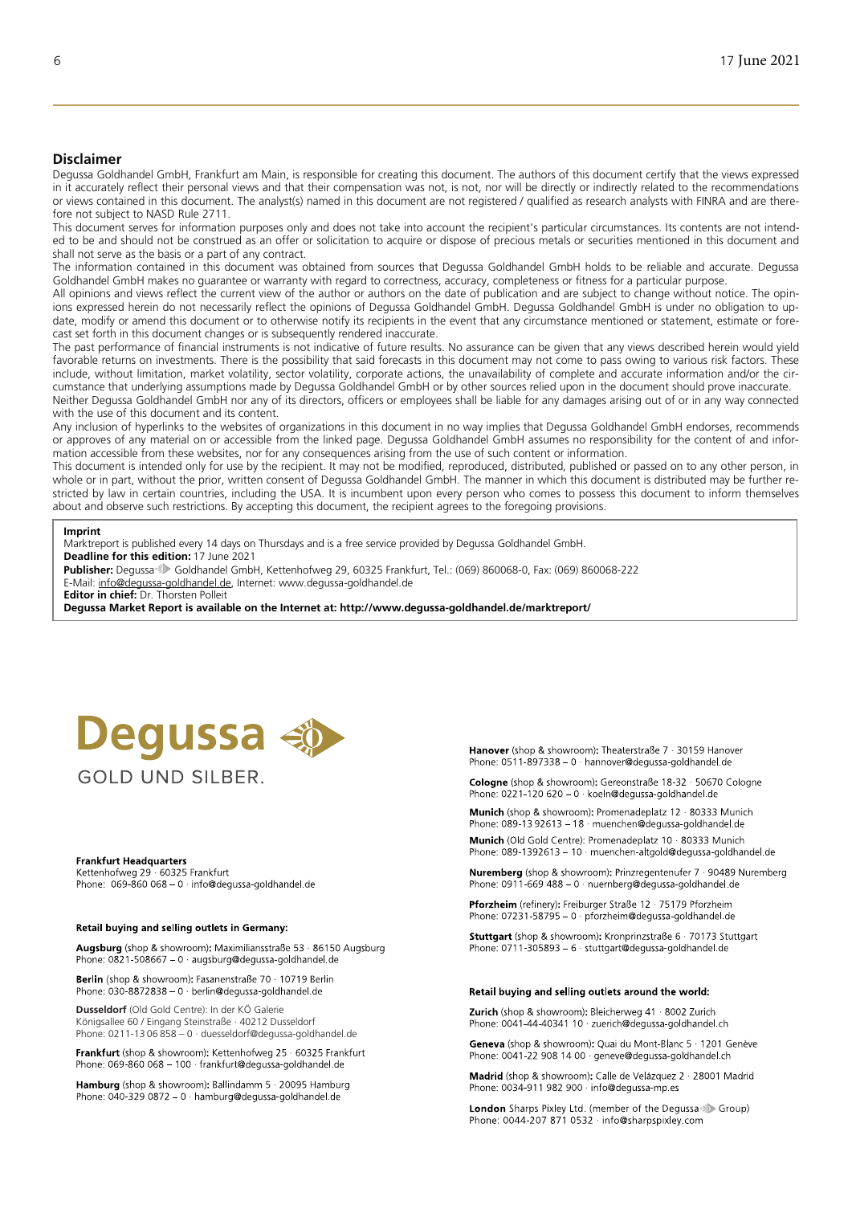## Disclaimer

Degussa Goldhandel GmbH, Frankfurt am Main, is responsible for creating this document. The authors of this document certify that the views expressed in it accurately reflect their personal views and that their compensation was not, is not, nor will be directly or indirectly related to the recommendations or views contained in this document. The analyst(s) named in this document are not registered / qualified as research analysts with FINRA and are therefore not subject to NASD Rule 2711.

This document serves for information purposes only and does not take into account the recipient's particular circumstances. Its contents are not intended to be and should not be construed as an offer or solicitation to acquire or dispose of precious metals or securities mentioned in this document and shall not serve as the basis or a part of any contract.

The information contained in this document was obtained from sources that Degussa Goldhandel GmbH holds to be reliable and accurate. Degussa Goldhandel GmbH makes no guarantee or warranty with regard to correctness, accuracy, completeness or fitness for a particular purpose.

All opinions and views reflect the current view of the author or authors on the date of publication and are subject to change without notice. The opinions expressed herein do not necessarily reflect the opinions of Degussa Goldhandel GmbH. Degussa Goldhandel GmbH is under no obligation to update, modify or amend this document or to otherwise notify its recipients in the event that any circumstance mentioned or statement, estimate or forecast set forth in this document changes or is subsequently rendered inaccurate.

The past performance of financial instruments is not indicative of future results. No assurance can be given that any views described herein would yield favorable returns on investments. There is the possibility that said forecasts in this document may not come to pass owing to various risk factors. These include, without limitation, market volatility, sector volatility, corporate actions, the unavailability of complete and accurate information and/or the circumstance that underlying assumptions made by Degussa Goldhandel GmbH or by other sources relied upon in the document should prove inaccurate.

Neither Degussa Goldhandel GmbH nor any of its directors, officers or employees shall be liable for any damages arising out of or in any way connected with the use of this document and its content.

Any inclusion of hyperlinks to the websites of organizations in this document in no way implies that Degussa Goldhandel GmbH endorses, recommends or approves of any material on or accessible from the linked page. Degussa Goldhandel GmbH assumes no responsibility for the content of and information accessible from these websites, nor for any consequences arising from the use of such content or information.

This document is intended only for use by the recipient. It may not be modified, reproduced, distributed, published or passed on to any other person, in whole or in part, without the prior, written consent of Degussa Goldhandel GmbH. The manner in which this document is distributed may be further restricted by law in certain countries, including the USA. It is incumbent upon every person who comes to possess this document to inform themselves about and observe such restrictions. By accepting this document, the recipient agrees to the foregoing provisions.

**Imprint**
Marktreport is published every 14 days on Thursdays and is a free service provided by Degussa Goldhandel GmbH.
**Deadline for this edition:** 17 June 2021
**Publisher:** Degussa Goldhandel GmbH, Kettenhofweg 29, 60325 Frankfurt, Tel.: (069) 860068-0, Fax: (069) 860068-222
E-Mail: info@degussa-goldhandel.de, Internet: www.degussa-goldhandel.de
**Editor in chief:** Dr. Thorsten Polleit
**Degussa Market Report is available on the Internet at: http://www.degussa-goldhandel.de/marktreport/**

**Degussa**
GOLD UND SILBER.

**Frankfurt Headquarters**
Kettenhofweg 29 · 60325 Frankfurt
Phone: 069-860 068 – 0 · info@degussa-goldhandel.de

**Retail buying and selling outlets in Germany:**

**Augsburg** (shop & showroom)**:** Maximiliansstraße 53 · 86150 Augsburg
Phone: 0821-508667 – 0 · augsburg@degussa-goldhandel.de

**Berlin** (shop & showroom)**:** Fasanenstraße 70 · 10719 Berlin
Phone: 030-8872838 – 0 · berlin@degussa-goldhandel.de

**Dusseldorf** (Old Gold Centre): In der KÖ Galerie
Königsallee 60 / Eingang Steinstraße · 40212 Dusseldorf
Phone: 0211-13 06 858 – 0 · duesseldorf@degussa-goldhandel.de

**Frankfurt** (shop & showroom)**:** Kettenhofweg 25 · 60325 Frankfurt
Phone: 069-860 068 – 100 · frankfurt@degussa-goldhandel.de

**Hamburg** (shop & showroom)**:** Ballindamm 5 · 20095 Hamburg
Phone: 040-329 0872 – 0 · hamburg@degussa-goldhandel.de

**Hanover** (shop & showroom)**:** Theaterstraße 7 · 30159 Hanover
Phone: 0511-897338 – 0 · hannover@degussa-goldhandel.de

**Cologne** (shop & showroom)**:** Gereonstraße 18-32 · 50670 Cologne
Phone: 0221-120 620 – 0 · koeln@degussa-goldhandel.de

**Munich** (shop & showroom)**:** Promenadeplatz 12 · 80333 Munich
Phone: 089-13 92613 – 18 · muenchen@degussa-goldhandel.de

**Munich** (Old Gold Centre): Promenadeplatz 10 · 80333 Munich
Phone: 089-1392613 – 10 · muenchen-altgold@degussa-goldhandel.de

**Nuremberg** (shop & showroom)**:** Prinzregentenufer 7 · 90489 Nuremberg
Phone: 0911-669 488 – 0 · nuernberg@degussa-goldhandel.de

**Pforzheim** (refinery)**:** Freiburger Straße 12 · 75179 Pforzheim
Phone: 07231-58795 – 0 · pforzheim@degussa-goldhandel.de

**Stuttgart** (shop & showroom)**:** Kronprinzstraße 6 · 70173 Stuttgart
Phone: 0711-305893 – 6 · stuttgart@degussa-goldhandel.de

**Retail buying and selling outlets around the world:**

**Zurich** (shop & showroom)**:** Bleicherweg 41 · 8002 Zurich
Phone: 0041-44-40341 10 · zuerich@degussa-goldhandel.ch

**Geneva** (shop & showroom)**:** Quai du Mont-Blanc 5 · 1201 Genève
Phone: 0041-22 908 14 00 · geneve@degussa-goldhandel.ch

**Madrid** (shop & showroom)**:** Calle de Velázquez 2 · 28001 Madrid
Phone: 0034-911 982 900 · info@degussa-mp.es

**London** Sharps Pixley Ltd. (member of the Degussa Group)
Phone: 0044-207 871 0532 · info@sharpspixley.com